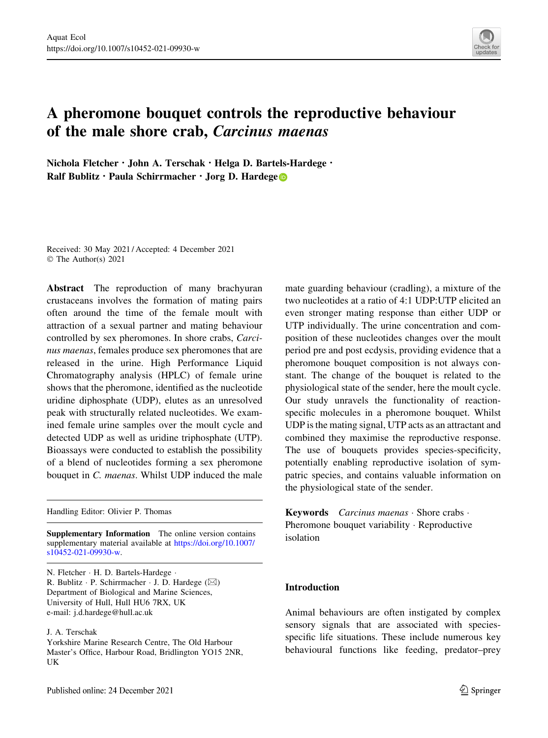# A pheromone bouquet controls the reproductive behaviour of the male shore crab, *Carcinus maenas*

**Nichola Fletcher · John A. Terschak · Helga D. Bartels-Hardege · Ralf Bublitz · Paula Schirrmacher · Jorg D. Hardege**

Received: 30 May 2021 / Accepted: 4 December 2021
© The Author(s) 2021

**Abstract** The reproduction of many brachyuran crustaceans involves the formation of mating pairs often around the time of the female moult with attraction of a sexual partner and mating behaviour controlled by sex pheromones. In shore crabs, *Carcinus maenas*, females produce sex pheromones that are released in the urine. High Performance Liquid Chromatography analysis (HPLC) of female urine shows that the pheromone, identified as the nucleotide uridine diphosphate (UDP), elutes as an unresolved peak with structurally related nucleotides. We examined female urine samples over the moult cycle and detected UDP as well as uridine triphosphate (UTP). Bioassays were conducted to establish the possibility of a blend of nucleotides forming a sex pheromone bouquet in *C. maenas*. Whilst UDP induced the male mate guarding behaviour (cradling), a mixture of the two nucleotides at a ratio of 4:1 UDP:UTP elicited an even stronger mating response than either UDP or UTP individually. The urine concentration and composition of these nucleotides changes over the moult period pre and post ecdysis, providing evidence that a pheromone bouquet composition is not always constant. The change of the bouquet is related to the physiological state of the sender, here the moult cycle. Our study unravels the functionality of reaction-specific molecules in a pheromone bouquet. Whilst UDP is the mating signal, UTP acts as an attractant and combined they maximise the reproductive response. The use of bouquets provides species-specificity, potentially enabling reproductive isolation of sympatric species, and contains valuable information on the physiological state of the sender.

**Keywords** *Carcinus maenas* · Shore crabs · Pheromone bouquet variability · Reproductive isolation

Handling Editor: Olivier P. Thomas

**Supplementary Information** The online version contains supplementary material available at https://doi.org/10.1007/s10452-021-09930-w.

N. Fletcher · H. D. Bartels-Hardege · R. Bublitz · P. Schirrmacher · J. D. Hardege (✉)
Department of Biological and Marine Sciences, University of Hull, Hull HU6 7RX, UK
e-mail: j.d.hardege@hull.ac.uk

J. A. Terschak
Yorkshire Marine Research Centre, The Old Harbour Master's Office, Harbour Road, Bridlington YO15 2NR, UK

## Introduction

Animal behaviours are often instigated by complex sensory signals that are associated with species-specific life situations. These include numerous key behavioural functions like feeding, predator–prey

Published online: 24 December 2021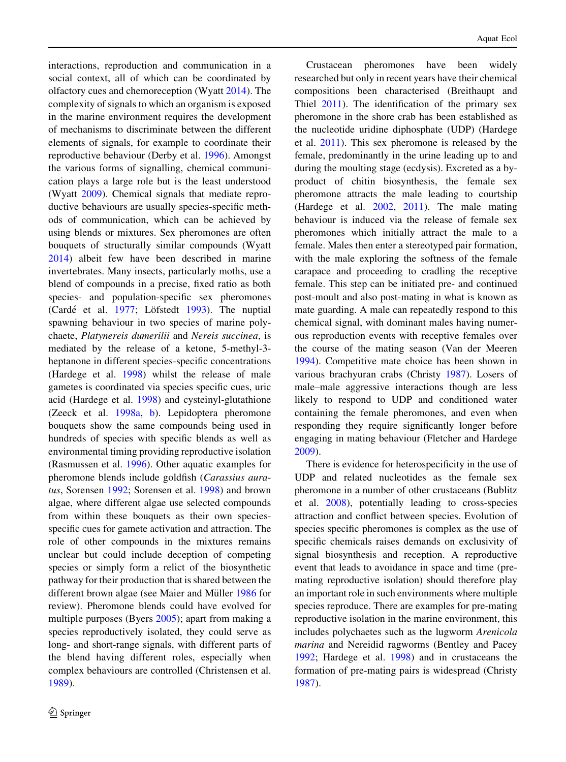interactions, reproduction and communication in a social context, all of which can be coordinated by olfactory cues and chemoreception (Wyatt 2014). The complexity of signals to which an organism is exposed in the marine environment requires the development of mechanisms to discriminate between the different elements of signals, for example to coordinate their reproductive behaviour (Derby et al. 1996). Amongst the various forms of signalling, chemical communication plays a large role but is the least understood (Wyatt 2009). Chemical signals that mediate reproductive behaviours are usually species-specific methods of communication, which can be achieved by using blends or mixtures. Sex pheromones are often bouquets of structurally similar compounds (Wyatt 2014) albeit few have been described in marine invertebrates. Many insects, particularly moths, use a blend of compounds in a precise, fixed ratio as both species- and population-specific sex pheromones (Cardé et al. 1977; Löfstedt 1993). The nuptial spawning behaviour in two species of marine polychaete, *Platynereis dumerilii* and *Nereis succinea*, is mediated by the release of a ketone, 5-methyl-3-heptanone in different species-specific concentrations (Hardege et al. 1998) whilst the release of male gametes is coordinated via species specific cues, uric acid (Hardege et al. 1998) and cysteinyl-glutathione (Zeeck et al. 1998a, b). Lepidoptera pheromone bouquets show the same compounds being used in hundreds of species with specific blends as well as environmental timing providing reproductive isolation (Rasmussen et al. 1996). Other aquatic examples for pheromone blends include goldfish (*Carassius auratus*, Sorensen 1992; Sorensen et al. 1998) and brown algae, where different algae use selected compounds from within these bouquets as their own species-specific cues for gamete activation and attraction. The role of other compounds in the mixtures remains unclear but could include deception of competing species or simply form a relict of the biosynthetic pathway for their production that is shared between the different brown algae (see Maier and Müller 1986 for review). Pheromone blends could have evolved for multiple purposes (Byers 2005); apart from making a species reproductively isolated, they could serve as long- and short-range signals, with different parts of the blend having different roles, especially when complex behaviours are controlled (Christensen et al. 1989).

Crustacean pheromones have been widely researched but only in recent years have their chemical compositions been characterised (Breithaupt and Thiel 2011). The identification of the primary sex pheromone in the shore crab has been established as the nucleotide uridine diphosphate (UDP) (Hardege et al. 2011). This sex pheromone is released by the female, predominantly in the urine leading up to and during the moulting stage (ecdysis). Excreted as a by-product of chitin biosynthesis, the female sex pheromone attracts the male leading to courtship (Hardege et al. 2002, 2011). The male mating behaviour is induced via the release of female sex pheromones which initially attract the male to a female. Males then enter a stereotyped pair formation, with the male exploring the softness of the female carapace and proceeding to cradling the receptive female. This step can be initiated pre- and continued post-moult and also post-mating in what is known as mate guarding. A male can repeatedly respond to this chemical signal, with dominant males having numerous reproduction events with receptive females over the course of the mating season (Van der Meeren 1994). Competitive mate choice has been shown in various brachyuran crabs (Christy 1987). Losers of male–male aggressive interactions though are less likely to respond to UDP and conditioned water containing the female pheromones, and even when responding they require significantly longer before engaging in mating behaviour (Fletcher and Hardege 2009).

There is evidence for heterospecificity in the use of UDP and related nucleotides as the female sex pheromone in a number of other crustaceans (Bublitz et al. 2008), potentially leading to cross-species attraction and conflict between species. Evolution of species specific pheromones is complex as the use of specific chemicals raises demands on exclusivity of signal biosynthesis and reception. A reproductive event that leads to avoidance in space and time (pre-mating reproductive isolation) should therefore play an important role in such environments where multiple species reproduce. There are examples for pre-mating reproductive isolation in the marine environment, this includes polychaetes such as the lugworm *Arenicola marina* and Nereidid ragworms (Bentley and Pacey 1992; Hardege et al. 1998) and in crustaceans the formation of pre-mating pairs is widespread (Christy 1987).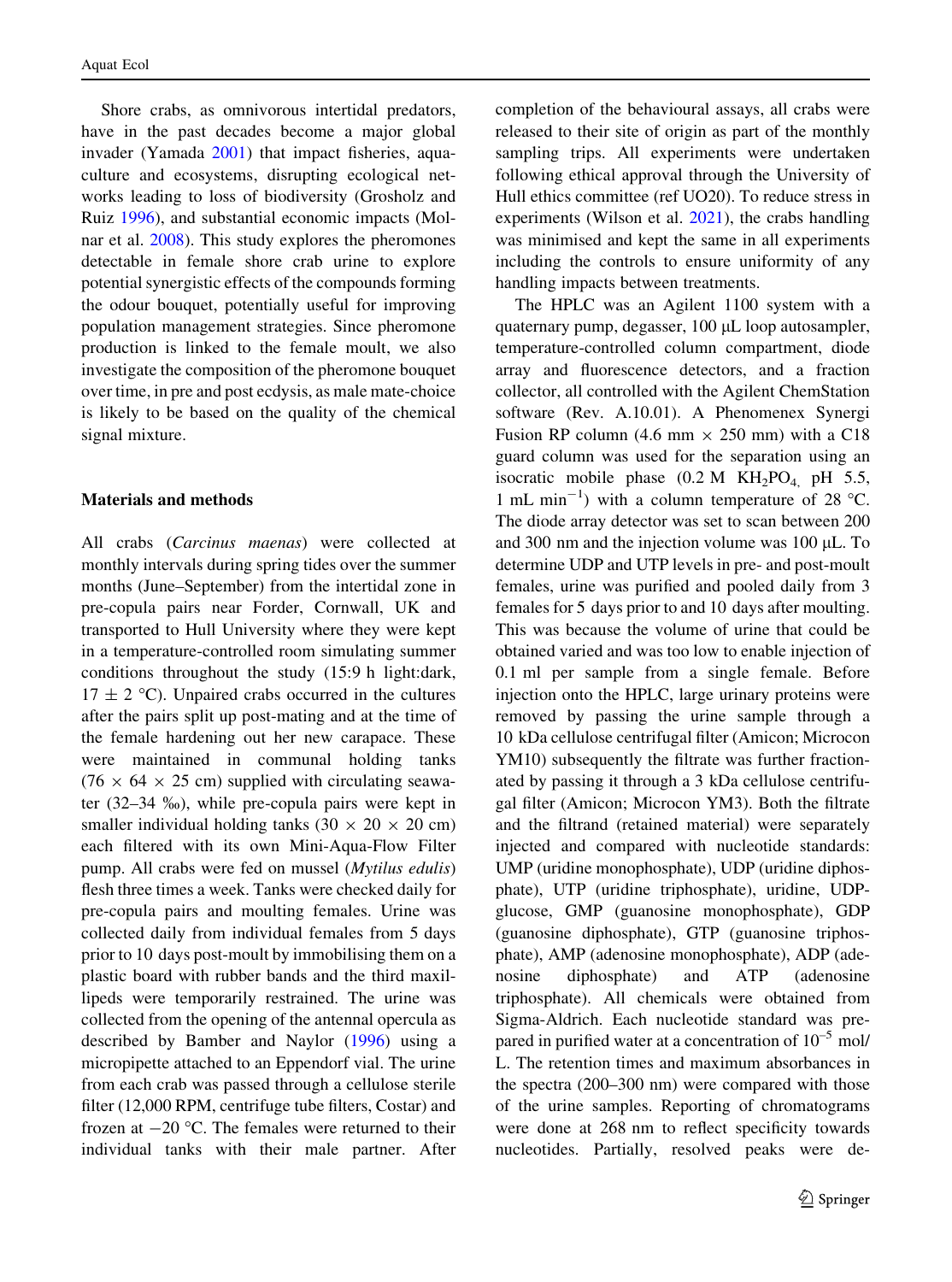Shore crabs, as omnivorous intertidal predators, have in the past decades become a major global invader (Yamada 2001) that impact fisheries, aquaculture and ecosystems, disrupting ecological networks leading to loss of biodiversity (Grosholz and Ruiz 1996), and substantial economic impacts (Molnar et al. 2008). This study explores the pheromones detectable in female shore crab urine to explore potential synergistic effects of the compounds forming the odour bouquet, potentially useful for improving population management strategies. Since pheromone production is linked to the female moult, we also investigate the composition of the pheromone bouquet over time, in pre and post ecdysis, as male mate-choice is likely to be based on the quality of the chemical signal mixture.

## Materials and methods

All crabs (*Carcinus maenas*) were collected at monthly intervals during spring tides over the summer months (June–September) from the intertidal zone in pre-copula pairs near Forder, Cornwall, UK and transported to Hull University where they were kept in a temperature-controlled room simulating summer conditions throughout the study (15:9 h light:dark, $17 \pm 2$ °C). Unpaired crabs occurred in the cultures after the pairs split up post-mating and at the time of the female hardening out her new carapace. These were maintained in communal holding tanks ($76 \times 64 \times 25$ cm) supplied with circulating seawater (32–34 ‰), while pre-copula pairs were kept in smaller individual holding tanks ($30 \times 20 \times 20$ cm) each filtered with its own Mini-Aqua-Flow Filter pump. All crabs were fed on mussel (*Mytilus edulis*) flesh three times a week. Tanks were checked daily for pre-copula pairs and moulting females. Urine was collected daily from individual females from 5 days prior to 10 days post-moult by immobilising them on a plastic board with rubber bands and the third maxillipeds were temporarily restrained. The urine was collected from the opening of the antennal opercula as described by Bamber and Naylor (1996) using a micropipette attached to an Eppendorf vial. The urine from each crab was passed through a cellulose sterile filter (12,000 RPM, centrifuge tube filters, Costar) and frozen at −20 °C. The females were returned to their individual tanks with their male partner. After completion of the behavioural assays, all crabs were released to their site of origin as part of the monthly sampling trips. All experiments were undertaken following ethical approval through the University of Hull ethics committee (ref UO20). To reduce stress in experiments (Wilson et al. 2021), the crabs handling was minimised and kept the same in all experiments including the controls to ensure uniformity of any handling impacts between treatments.

The HPLC was an Agilent 1100 system with a quaternary pump, degasser, 100 µL loop autosampler, temperature-controlled column compartment, diode array and fluorescence detectors, and a fraction collector, all controlled with the Agilent ChemStation software (Rev. A.10.01). A Phenomenex Synergi Fusion RP column (4.6 mm × 250 mm) with a C18 guard column was used for the separation using an isocratic mobile phase (0.2 M $KH_2PO_4$, pH 5.5, 1 mL $min^{-1}$) with a column temperature of 28 °C. The diode array detector was set to scan between 200 and 300 nm and the injection volume was 100 µL. To determine UDP and UTP levels in pre- and post-moult females, urine was purified and pooled daily from 3 females for 5 days prior to and 10 days after moulting. This was because the volume of urine that could be obtained varied and was too low to enable injection of 0.1 ml per sample from a single female. Before injection onto the HPLC, large urinary proteins were removed by passing the urine sample through a 10 kDa cellulose centrifugal filter (Amicon; Microcon YM10) subsequently the filtrate was further fractionated by passing it through a 3 kDa cellulose centrifugal filter (Amicon; Microcon YM3). Both the filtrate and the filtrand (retained material) were separately injected and compared with nucleotide standards: UMP (uridine monophosphate), UDP (uridine diphosphate), UTP (uridine triphosphate), uridine, UDP-glucose, GMP (guanosine monophosphate), GDP (guanosine diphosphate), GTP (guanosine triphosphate), AMP (adenosine monophosphate), ADP (adenosine diphosphate) and ATP (adenosine triphosphate). All chemicals were obtained from Sigma-Aldrich. Each nucleotide standard was prepared in purified water at a concentration of $10^{-5}$ mol/L. The retention times and maximum absorbances in the spectra (200–300 nm) were compared with those of the urine samples. Reporting of chromatograms were done at 268 nm to reflect specificity towards nucleotides. Partially, resolved peaks were de-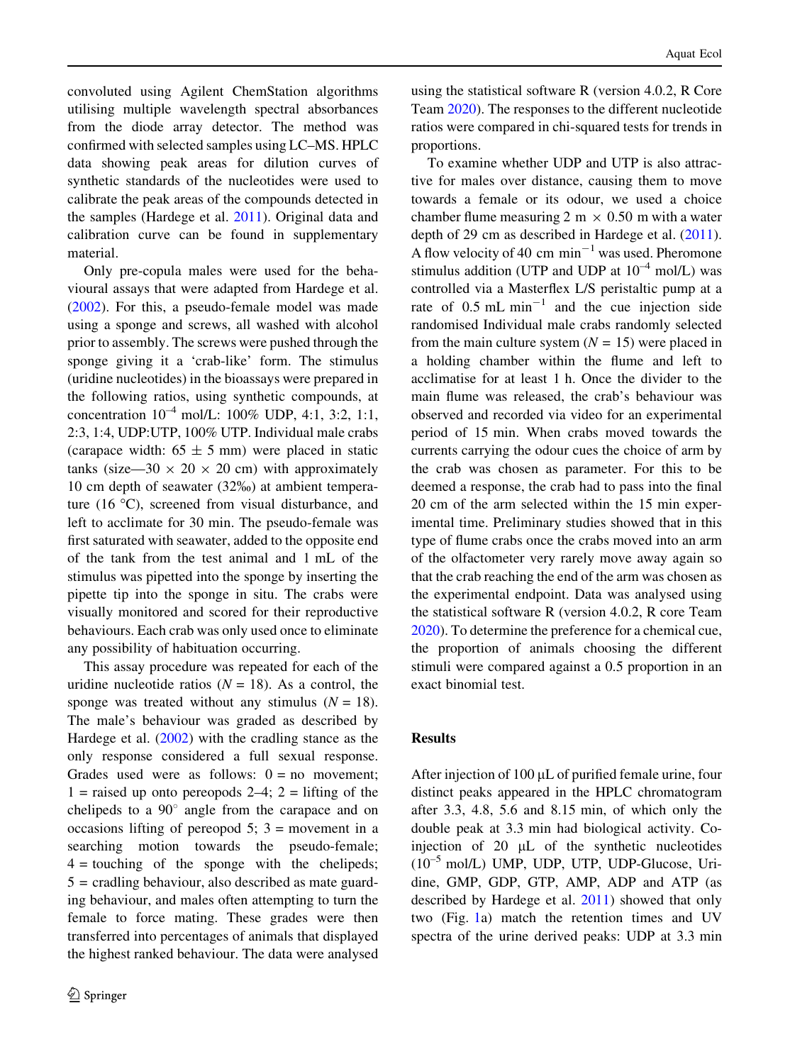convoluted using Agilent ChemStation algorithms utilising multiple wavelength spectral absorbances from the diode array detector. The method was confirmed with selected samples using LC–MS. HPLC data showing peak areas for dilution curves of synthetic standards of the nucleotides were used to calibrate the peak areas of the compounds detected in the samples (Hardege et al. 2011). Original data and calibration curve can be found in supplementary material.

Only pre-copula males were used for the behavioural assays that were adapted from Hardege et al. (2002). For this, a pseudo-female model was made using a sponge and screws, all washed with alcohol prior to assembly. The screws were pushed through the sponge giving it a 'crab-like' form. The stimulus (uridine nucleotides) in the bioassays were prepared in the following ratios, using synthetic compounds, at concentration $10^{-4}$ mol/L: 100% UDP, 4:1, 3:2, 1:1, 2:3, 1:4, UDP:UTP, 100% UTP. Individual male crabs (carapace width: $65 \pm 5$ mm) were placed in static tanks (size—$30 \times 20 \times 20$ cm) with approximately 10 cm depth of seawater (32‰) at ambient temperature (16 °C), screened from visual disturbance, and left to acclimate for 30 min. The pseudo-female was first saturated with seawater, added to the opposite end of the tank from the test animal and 1 mL of the stimulus was pipetted into the sponge by inserting the pipette tip into the sponge in situ. The crabs were visually monitored and scored for their reproductive behaviours. Each crab was only used once to eliminate any possibility of habituation occurring.

This assay procedure was repeated for each of the uridine nucleotide ratios ($N = 18$). As a control, the sponge was treated without any stimulus ($N = 18$). The male's behaviour was graded as described by Hardege et al. (2002) with the cradling stance as the only response considered a full sexual response. Grades used were as follows: 0 = no movement; 1 = raised up onto pereopods 2–4; 2 = lifting of the chelipeds to a 90° angle from the carapace and on occasions lifting of pereopod 5; 3 = movement in a searching motion towards the pseudo-female; 4 = touching of the sponge with the chelipeds; 5 = cradling behaviour, also described as mate guarding behaviour, and males often attempting to turn the female to force mating. These grades were then transferred into percentages of animals that displayed the highest ranked behaviour. The data were analysed using the statistical software R (version 4.0.2, R Core Team 2020). The responses to the different nucleotide ratios were compared in chi-squared tests for trends in proportions.

To examine whether UDP and UTP is also attractive for males over distance, causing them to move towards a female or its odour, we used a choice chamber flume measuring 2 m $\times$ 0.50 m with a water depth of 29 cm as described in Hardege et al. (2011). A flow velocity of 40 cm min$^{-1}$ was used. Pheromone stimulus addition (UTP and UDP at $10^{-4}$ mol/L) was controlled via a Masterflex L/S peristaltic pump at a rate of 0.5 mL min$^{-1}$ and the cue injection side randomised Individual male crabs randomly selected from the main culture system ($N = 15$) were placed in a holding chamber within the flume and left to acclimatise for at least 1 h. Once the divider to the main flume was released, the crab's behaviour was observed and recorded via video for an experimental period of 15 min. When crabs moved towards the currents carrying the odour cues the choice of arm by the crab was chosen as parameter. For this to be deemed a response, the crab had to pass into the final 20 cm of the arm selected within the 15 min experimental time. Preliminary studies showed that in this type of flume crabs once the crabs moved into an arm of the olfactometer very rarely move away again so that the crab reaching the end of the arm was chosen as the experimental endpoint. Data was analysed using the statistical software R (version 4.0.2, R core Team 2020). To determine the preference for a chemical cue, the proportion of animals choosing the different stimuli were compared against a 0.5 proportion in an exact binomial test.

## Results

After injection of 100 µL of purified female urine, four distinct peaks appeared in the HPLC chromatogram after 3.3, 4.8, 5.6 and 8.15 min, of which only the double peak at 3.3 min had biological activity. Co-injection of 20 µL of the synthetic nucleotides ($10^{-5}$ mol/L) UMP, UDP, UTP, UDP-Glucose, Uridine, GMP, GDP, GTP, AMP, ADP and ATP (as described by Hardege et al. 2011) showed that only two (Fig. 1a) match the retention times and UV spectra of the urine derived peaks: UDP at 3.3 min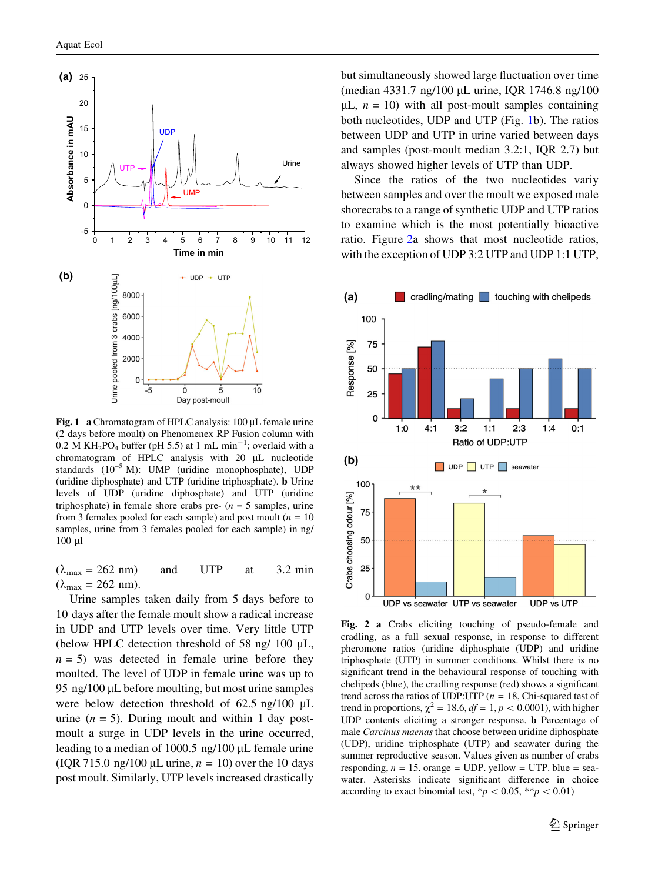**Fig. 1** **a** Chromatogram of HPLC analysis: 100 µL female urine (2 days before moult) on Phenomenex RP Fusion column with 0.2 M $KH_2PO_4$ buffer (pH 5.5) at 1 mL $min^{-1}$; overlaid with a chromatogram of HPLC analysis with 20 µL nucleotide standards ($10^{-5}$ M): UMP (uridine monophosphate), UDP (uridine diphosphate) and UTP (uridine triphosphate). **b** Urine levels of UDP (uridine diphosphate) and UTP (uridine triphosphate) in female shore crabs pre- ($n = 5$ samples, urine from 3 females pooled for each sample) and post moult ($n = 10$ samples, urine from 3 females pooled for each sample) in ng/100 µl

($\lambda_{max} = 262$ nm) and UTP at 3.2 min ($\lambda_{max} = 262$ nm).

Urine samples taken daily from 5 days before to 10 days after the female moult show a radical increase in UDP and UTP levels over time. Very little UTP (below HPLC detection threshold of 58 ng/ 100 µL, $n = 5$) was detected in female urine before they moulted. The level of UDP in female urine was up to 95 ng/100 µL before moulting, but most urine samples were below detection threshold of 62.5 ng/100 µL urine ($n = 5$). During moult and within 1 day post-moult a surge in UDP levels in the urine occurred, leading to a median of 1000.5 ng/100 µL female urine (IQR 715.0 ng/100 µL urine, $n = 10$) over the 10 days post moult. Similarly, UTP levels increased drastically but simultaneously showed large fluctuation over time (median 4331.7 ng/100 µL urine, IQR 1746.8 ng/100 µL, $n = 10$) with all post-moult samples containing both nucleotides, UDP and UTP (Fig. 1b). The ratios between UDP and UTP in urine varied between days and samples (post-moult median 3.2:1, IQR 2.7) but always showed higher levels of UTP than UDP.

Since the ratios of the two nucleotides vary between samples and over the moult we exposed male shorecrabs to a range of synthetic UDP and UTP ratios to examine which is the most potentially bioactive ratio. Figure 2a shows that most nucleotide ratios, with the exception of UDP 3:2 UTP and UDP 1:1 UTP,

**Fig. 2** **a** Crabs eliciting touching of pseudo-female and cradling, as a full sexual response, in response to different pheromone ratios (uridine diphosphate (UDP) and uridine triphosphate (UTP) in summer conditions. Whilst there is no significant trend in the behavioural response of touching with chelipeds (blue), the cradling response (red) shows a significant trend across the ratios of UDP:UTP ($n = 18$, Chi-squared test of trend in proportions, $\chi^2 = 18.6$, $df = 1$, $p < 0.0001$), with higher UDP contents eliciting a stronger response. **b** Percentage of male *Carcinus maenas* that choose between uridine diphosphate (UDP), uridine triphosphate (UTP) and seawater during the summer reproductive season. Values given as number of crabs responding, $n = 15$. orange = UDP. yellow = UTP. blue = seawater. Asterisks indicate significant difference in choice according to exact binomial test, *$p < 0.05$, **$p < 0.01$)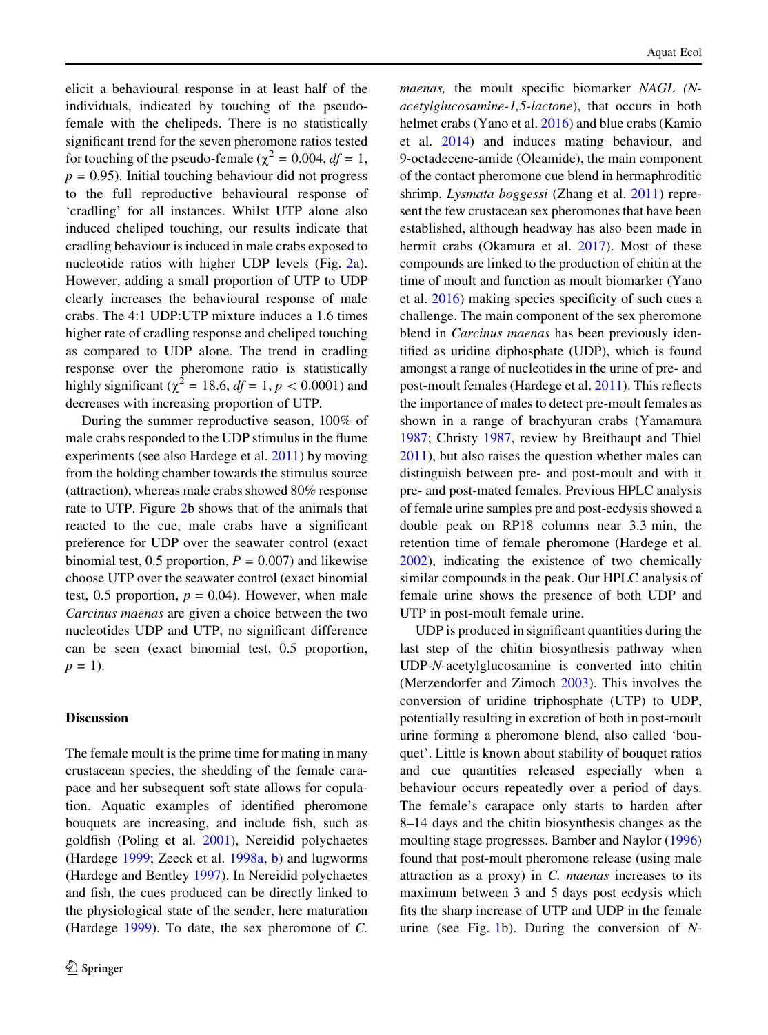elicit a behavioural response in at least half of the individuals, indicated by touching of the pseudo-female with the chelipeds. There is no statistically significant trend for the seven pheromone ratios tested for touching of the pseudo-female ($\chi^2 = 0.004$, $df = 1$, $p = 0.95$). Initial touching behaviour did not progress to the full reproductive behavioural response of 'cradling' for all instances. Whilst UTP alone also induced cheliped touching, our results indicate that cradling behaviour is induced in male crabs exposed to nucleotide ratios with higher UDP levels (Fig. 2a). However, adding a small proportion of UTP to UDP clearly increases the behavioural response of male crabs. The 4:1 UDP:UTP mixture induces a 1.6 times higher rate of cradling response and cheliped touching as compared to UDP alone. The trend in cradling response over the pheromone ratio is statistically highly significant ($\chi^2 = 18.6$, $df = 1$, $p < 0.0001$) and decreases with increasing proportion of UTP.

During the summer reproductive season, 100% of male crabs responded to the UDP stimulus in the flume experiments (see also Hardege et al. 2011) by moving from the holding chamber towards the stimulus source (attraction), whereas male crabs showed 80% response rate to UTP. Figure 2b shows that of the animals that reacted to the cue, male crabs have a significant preference for UDP over the seawater control (exact binomial test, 0.5 proportion, $P = 0.007$) and likewise choose UTP over the seawater control (exact binomial test, 0.5 proportion, $p = 0.04$). However, when male *Carcinus maenas* are given a choice between the two nucleotides UDP and UTP, no significant difference can be seen (exact binomial test, 0.5 proportion, $p = 1$).

## Discussion

The female moult is the prime time for mating in many crustacean species, the shedding of the female carapace and her subsequent soft state allows for copulation. Aquatic examples of identified pheromone bouquets are increasing, and include fish, such as goldfish (Poling et al. 2001), Nereidid polychaetes (Hardege 1999; Zeeck et al. 1998a, b) and lugworms (Hardege and Bentley 1997). In Nereidid polychaetes and fish, the cues produced can be directly linked to the physiological state of the sender, here maturation (Hardege 1999). To date, the sex pheromone of *C. maenas,* the moult specific biomarker *NAGL (N-acetylglucosamine-1,5-lactone*), that occurs in both helmet crabs (Yano et al. 2016) and blue crabs (Kamio et al. 2014) and induces mating behaviour, and 9-octadecene-amide (Oleamide), the main component of the contact pheromone cue blend in hermaphroditic shrimp, *Lysmata boggessi* (Zhang et al. 2011) represent the few crustacean sex pheromones that have been established, although headway has also been made in hermit crabs (Okamura et al. 2017). Most of these compounds are linked to the production of chitin at the time of moult and function as moult biomarker (Yano et al. 2016) making species specificity of such cues a challenge. The main component of the sex pheromone blend in *Carcinus maenas* has been previously identified as uridine diphosphate (UDP), which is found amongst a range of nucleotides in the urine of pre- and post-moult females (Hardege et al. 2011). This reflects the importance of males to detect pre-moult females as shown in a range of brachyuran crabs (Yamamura 1987; Christy 1987, review by Breithaupt and Thiel 2011), but also raises the question whether males can distinguish between pre- and post-moult and with it pre- and post-mated females. Previous HPLC analysis of female urine samples pre and post-ecdysis showed a double peak on RP18 columns near 3.3 min, the retention time of female pheromone (Hardege et al. 2002), indicating the existence of two chemically similar compounds in the peak. Our HPLC analysis of female urine shows the presence of both UDP and UTP in post-moult female urine.

UDP is produced in significant quantities during the last step of the chitin biosynthesis pathway when UDP-*N*-acetylglucosamine is converted into chitin (Merzendorfer and Zimoch 2003). This involves the conversion of uridine triphosphate (UTP) to UDP, potentially resulting in excretion of both in post-moult urine forming a pheromone blend, also called 'bouquet'. Little is known about stability of bouquet ratios and cue quantities released especially when a behaviour occurs repeatedly over a period of days. The female's carapace only starts to harden after 8–14 days and the chitin biosynthesis changes as the moulting stage progresses. Bamber and Naylor (1996) found that post-moult pheromone release (using male attraction as a proxy) in *C. maenas* increases to its maximum between 3 and 5 days post ecdysis which fits the sharp increase of UTP and UDP in the female urine (see Fig. 1b). During the conversion of *N*-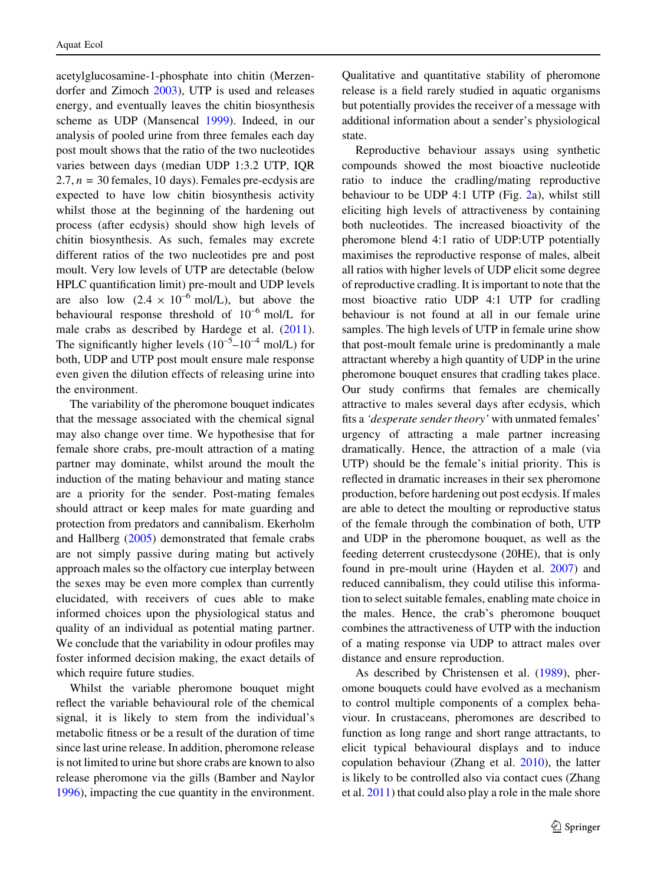acetylglucosamine-1-phosphate into chitin (Merzendorfer and Zimoch 2003), UTP is used and releases energy, and eventually leaves the chitin biosynthesis scheme as UDP (Mansencal 1999). Indeed, in our analysis of pooled urine from three females each day post moult shows that the ratio of the two nucleotides varies between days (median UDP 1:3.2 UTP, IQR 2.7, $n = 30$ females, 10 days). Females pre-ecdysis are expected to have low chitin biosynthesis activity whilst those at the beginning of the hardening out process (after ecdysis) should show high levels of chitin biosynthesis. As such, females may excrete different ratios of the two nucleotides pre and post moult. Very low levels of UTP are detectable (below HPLC quantification limit) pre-moult and UDP levels are also low ($2.4 \times 10^{-6}$ mol/L), but above the behavioural response threshold of $10^{-6}$ mol/L for male crabs as described by Hardege et al. (2011). The significantly higher levels ($10^{-5}$–$10^{-4}$ mol/L) for both, UDP and UTP post moult ensure male response even given the dilution effects of releasing urine into the environment.

The variability of the pheromone bouquet indicates that the message associated with the chemical signal may also change over time. We hypothesise that for female shore crabs, pre-moult attraction of a mating partner may dominate, whilst around the moult the induction of the mating behaviour and mating stance are a priority for the sender. Post-mating females should attract or keep males for mate guarding and protection from predators and cannibalism. Ekerholm and Hallberg (2005) demonstrated that female crabs are not simply passive during mating but actively approach males so the olfactory cue interplay between the sexes may be even more complex than currently elucidated, with receivers of cues able to make informed choices upon the physiological status and quality of an individual as potential mating partner. We conclude that the variability in odour profiles may foster informed decision making, the exact details of which require future studies.

Whilst the variable pheromone bouquet might reflect the variable behavioural role of the chemical signal, it is likely to stem from the individual's metabolic fitness or be a result of the duration of time since last urine release. In addition, pheromone release is not limited to urine but shore crabs are known to also release pheromone via the gills (Bamber and Naylor 1996), impacting the cue quantity in the environment. Qualitative and quantitative stability of pheromone release is a field rarely studied in aquatic organisms but potentially provides the receiver of a message with additional information about a sender's physiological state.

Reproductive behaviour assays using synthetic compounds showed the most bioactive nucleotide ratio to induce the cradling/mating reproductive behaviour to be UDP 4:1 UTP (Fig. 2a), whilst still eliciting high levels of attractiveness by containing both nucleotides. The increased bioactivity of the pheromone blend 4:1 ratio of UDP:UTP potentially maximises the reproductive response of males, albeit all ratios with higher levels of UDP elicit some degree of reproductive cradling. It is important to note that the most bioactive ratio UDP 4:1 UTP for cradling behaviour is not found at all in our female urine samples. The high levels of UTP in female urine show that post-moult female urine is predominantly a male attractant whereby a high quantity of UDP in the urine pheromone bouquet ensures that cradling takes place. Our study confirms that females are chemically attractive to males several days after ecdysis, which fits a *'desperate sender theory'* with unmated females' urgency of attracting a male partner increasing dramatically. Hence, the attraction of a male (via UTP) should be the female's initial priority. This is reflected in dramatic increases in their sex pheromone production, before hardening out post ecdysis. If males are able to detect the moulting or reproductive status of the female through the combination of both, UTP and UDP in the pheromone bouquet, as well as the feeding deterrent crustecdysone (20HE), that is only found in pre-moult urine (Hayden et al. 2007) and reduced cannibalism, they could utilise this information to select suitable females, enabling mate choice in the males. Hence, the crab's pheromone bouquet combines the attractiveness of UTP with the induction of a mating response via UDP to attract males over distance and ensure reproduction.

As described by Christensen et al. (1989), pheromone bouquets could have evolved as a mechanism to control multiple components of a complex behaviour. In crustaceans, pheromones are described to function as long range and short range attractants, to elicit typical behavioural displays and to induce copulation behaviour (Zhang et al. 2010), the latter is likely to be controlled also via contact cues (Zhang et al. 2011) that could also play a role in the male shore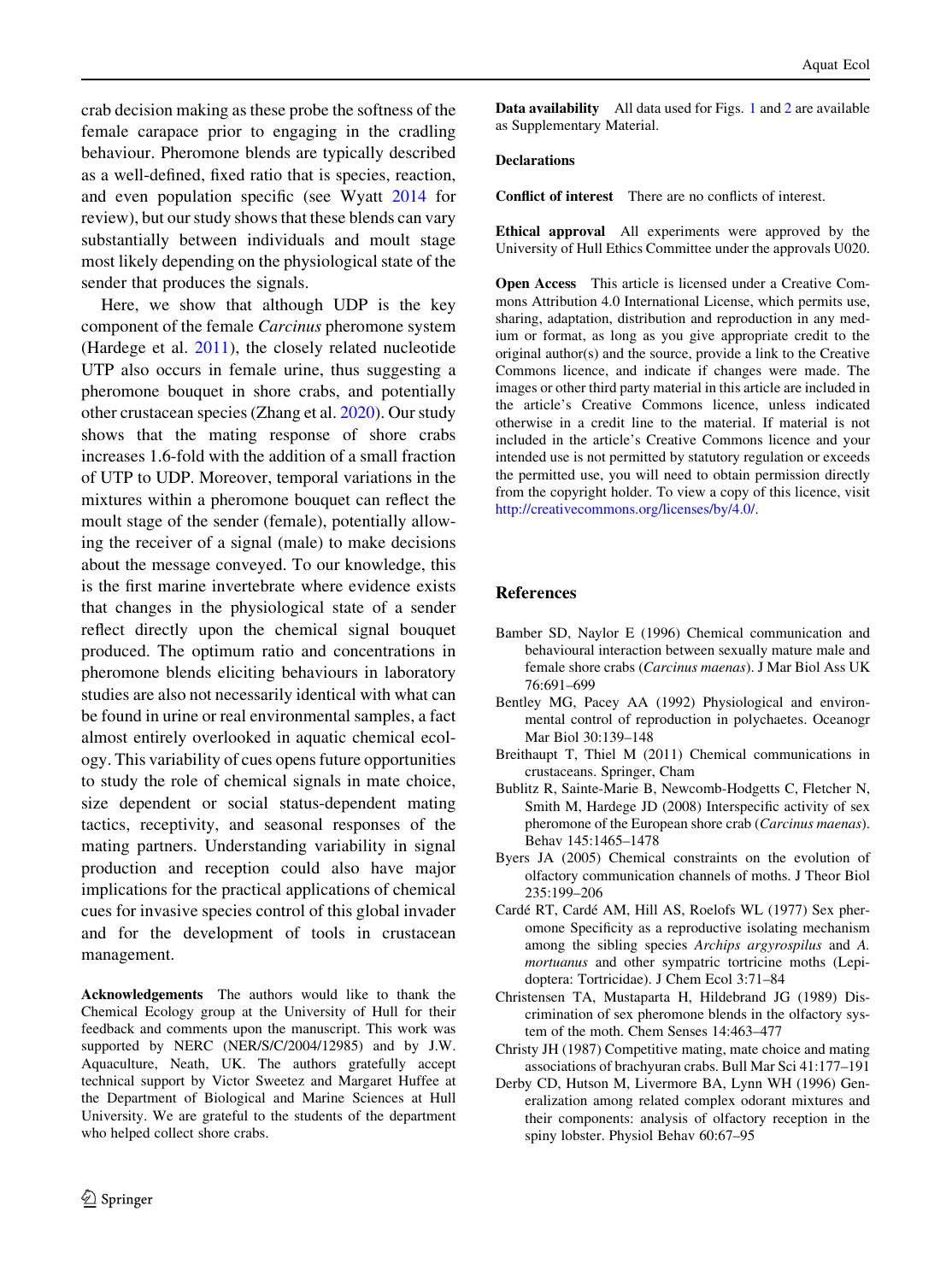crab decision making as these probe the softness of the female carapace prior to engaging in the cradling behaviour. Pheromone blends are typically described as a well-defined, fixed ratio that is species, reaction, and even population specific (see Wyatt 2014 for review), but our study shows that these blends can vary substantially between individuals and moult stage most likely depending on the physiological state of the sender that produces the signals.

Here, we show that although UDP is the key component of the female *Carcinus* pheromone system (Hardege et al. 2011), the closely related nucleotide UTP also occurs in female urine, thus suggesting a pheromone bouquet in shore crabs, and potentially other crustacean species (Zhang et al. 2020). Our study shows that the mating response of shore crabs increases 1.6-fold with the addition of a small fraction of UTP to UDP. Moreover, temporal variations in the mixtures within a pheromone bouquet can reflect the moult stage of the sender (female), potentially allowing the receiver of a signal (male) to make decisions about the message conveyed. To our knowledge, this is the first marine invertebrate where evidence exists that changes in the physiological state of a sender reflect directly upon the chemical signal bouquet produced. The optimum ratio and concentrations in pheromone blends eliciting behaviours in laboratory studies are also not necessarily identical with what can be found in urine or real environmental samples, a fact almost entirely overlooked in aquatic chemical ecology. This variability of cues opens future opportunities to study the role of chemical signals in mate choice, size dependent or social status-dependent mating tactics, receptivity, and seasonal responses of the mating partners. Understanding variability in signal production and reception could also have major implications for the practical applications of chemical cues for invasive species control of this global invader and for the development of tools in crustacean management.

**Acknowledgements** The authors would like to thank the Chemical Ecology group at the University of Hull for their feedback and comments upon the manuscript. This work was supported by NERC (NER/S/C/2004/12985) and by J.W. Aquaculture, Neath, UK. The authors gratefully accept technical support by Victor Sweetez and Margaret Huffee at the Department of Biological and Marine Sciences at Hull University. We are grateful to the students of the department who helped collect shore crabs.

**Data availability** All data used for Figs. 1 and 2 are available as Supplementary Material.

**Declarations**

**Conflict of interest** There are no conflicts of interest.

**Ethical approval** All experiments were approved by the University of Hull Ethics Committee under the approvals U020.

**Open Access** This article is licensed under a Creative Commons Attribution 4.0 International License, which permits use, sharing, adaptation, distribution and reproduction in any medium or format, as long as you give appropriate credit to the original author(s) and the source, provide a link to the Creative Commons licence, and indicate if changes were made. The images or other third party material in this article are included in the article's Creative Commons licence, unless indicated otherwise in a credit line to the material. If material is not included in the article's Creative Commons licence and your intended use is not permitted by statutory regulation or exceeds the permitted use, you will need to obtain permission directly from the copyright holder. To view a copy of this licence, visit http://creativecommons.org/licenses/by/4.0/.

## References

Bamber SD, Naylor E (1996) Chemical communication and behavioural interaction between sexually mature male and female shore crabs (*Carcinus maenas*). J Mar Biol Ass UK 76:691–699

Bentley MG, Pacey AA (1992) Physiological and environmental control of reproduction in polychaetes. Oceanogr Mar Biol 30:139–148

Breithaupt T, Thiel M (2011) Chemical communications in crustaceans. Springer, Cham

Bublitz R, Sainte-Marie B, Newcomb-Hodgetts C, Fletcher N, Smith M, Hardege JD (2008) Interspecific activity of sex pheromone of the European shore crab (*Carcinus maenas*). Behav 145:1465–1478

Byers JA (2005) Chemical constraints on the evolution of olfactory communication channels of moths. J Theor Biol 235:199–206

Cardé RT, Cardé AM, Hill AS, Roelofs WL (1977) Sex pheromone Specificity as a reproductive isolating mechanism among the sibling species *Archips argyrospilus* and *A. mortuanus* and other sympatric tortricine moths (Lepidoptera: Tortricidae). J Chem Ecol 3:71–84

Christensen TA, Mustaparta H, Hildebrand JG (1989) Discrimination of sex pheromone blends in the olfactory system of the moth. Chem Senses 14:463–477

Christy JH (1987) Competitive mating, mate choice and mating associations of brachyuran crabs. Bull Mar Sci 41:177–191

Derby CD, Hutson M, Livermore BA, Lynn WH (1996) Generalization among related complex odorant mixtures and their components: analysis of olfactory reception in the spiny lobster. Physiol Behav 60:67–95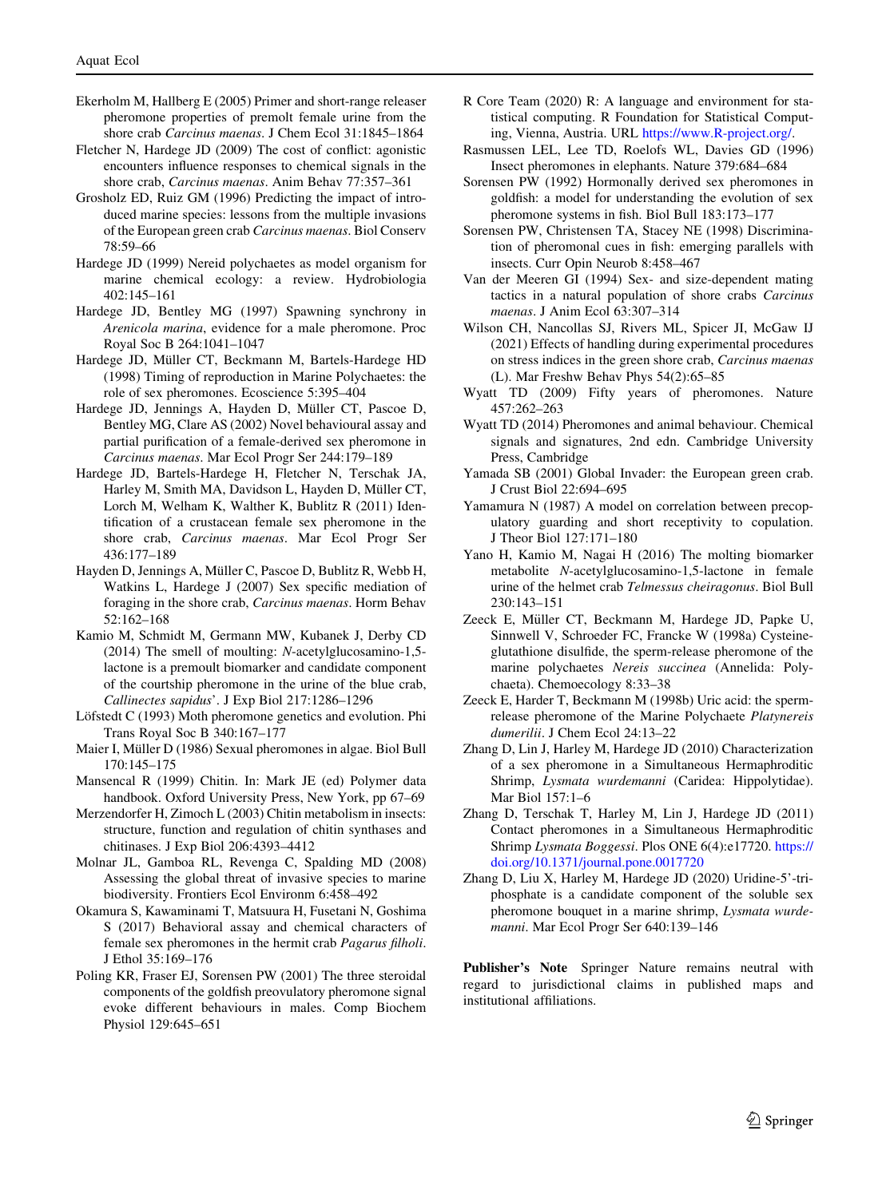Ekerholm M, Hallberg E (2005) Primer and short-range releaser pheromone properties of premolt female urine from the shore crab *Carcinus maenas*. J Chem Ecol 31:1845–1864

Fletcher N, Hardege JD (2009) The cost of conflict: agonistic encounters influence responses to chemical signals in the shore crab, *Carcinus maenas*. Anim Behav 77:357–361

Grosholz ED, Ruiz GM (1996) Predicting the impact of introduced marine species: lessons from the multiple invasions of the European green crab *Carcinus maenas*. Biol Conserv 78:59–66

Hardege JD (1999) Nereid polychaetes as model organism for marine chemical ecology: a review. Hydrobiologia 402:145–161

Hardege JD, Bentley MG (1997) Spawning synchrony in *Arenicola marina*, evidence for a male pheromone. Proc Royal Soc B 264:1041–1047

Hardege JD, Müller CT, Beckmann M, Bartels-Hardege HD (1998) Timing of reproduction in Marine Polychaetes: the role of sex pheromones. Ecoscience 5:395–404

Hardege JD, Jennings A, Hayden D, Müller CT, Pascoe D, Bentley MG, Clare AS (2002) Novel behavioural assay and partial purification of a female-derived sex pheromone in *Carcinus maenas*. Mar Ecol Progr Ser 244:179–189

Hardege JD, Bartels-Hardege H, Fletcher N, Terschak JA, Harley M, Smith MA, Davidson L, Hayden D, Müller CT, Lorch M, Welham K, Walther K, Bublitz R (2011) Identification of a crustacean female sex pheromone in the shore crab, *Carcinus maenas*. Mar Ecol Progr Ser 436:177–189

Hayden D, Jennings A, Müller C, Pascoe D, Bublitz R, Webb H, Watkins L, Hardege J (2007) Sex specific mediation of foraging in the shore crab, *Carcinus maenas*. Horm Behav 52:162–168

Kamio M, Schmidt M, Germann MW, Kubanek J, Derby CD (2014) The smell of moulting: *N*-acetylglucosamino-1,5-lactone is a premoult biomarker and candidate component of the courtship pheromone in the urine of the blue crab, *Callinectes sapidus*'. J Exp Biol 217:1286–1296

Löfstedt C (1993) Moth pheromone genetics and evolution. Phi Trans Royal Soc B 340:167–177

Maier I, Müller D (1986) Sexual pheromones in algae. Biol Bull 170:145–175

Mansencal R (1999) Chitin. In: Mark JE (ed) Polymer data handbook. Oxford University Press, New York, pp 67–69

Merzendorfer H, Zimoch L (2003) Chitin metabolism in insects: structure, function and regulation of chitin synthases and chitinases. J Exp Biol 206:4393–4412

Molnar JL, Gamboa RL, Revenga C, Spalding MD (2008) Assessing the global threat of invasive species to marine biodiversity. Frontiers Ecol Environm 6:458–492

Okamura S, Kawaminami T, Matsuura H, Fusetani N, Goshima S (2017) Behavioral assay and chemical characters of female sex pheromones in the hermit crab *Pagarus filholi*. J Ethol 35:169–176

Poling KR, Fraser EJ, Sorensen PW (2001) The three steroidal components of the goldfish preovulatory pheromone signal evoke different behaviours in males. Comp Biochem Physiol 129:645–651

R Core Team (2020) R: A language and environment for statistical computing. R Foundation for Statistical Computing, Vienna, Austria. URL https://www.R-project.org/.

Rasmussen LEL, Lee TD, Roelofs WL, Davies GD (1996) Insect pheromones in elephants. Nature 379:684–684

Sorensen PW (1992) Hormonally derived sex pheromones in goldfish: a model for understanding the evolution of sex pheromone systems in fish. Biol Bull 183:173–177

Sorensen PW, Christensen TA, Stacey NE (1998) Discrimination of pheromonal cues in fish: emerging parallels with insects. Curr Opin Neurob 8:458–467

Van der Meeren GI (1994) Sex- and size-dependent mating tactics in a natural population of shore crabs *Carcinus maenas*. J Anim Ecol 63:307–314

Wilson CH, Nancollas SJ, Rivers ML, Spicer JI, McGaw IJ (2021) Effects of handling during experimental procedures on stress indices in the green shore crab, *Carcinus maenas* (L). Mar Freshw Behav Phys 54(2):65–85

Wyatt TD (2009) Fifty years of pheromones. Nature 457:262–263

Wyatt TD (2014) Pheromones and animal behaviour. Chemical signals and signatures, 2nd edn. Cambridge University Press, Cambridge

Yamada SB (2001) Global Invader: the European green crab. J Crust Biol 22:694–695

Yamamura N (1987) A model on correlation between precopulatory guarding and short receptivity to copulation. J Theor Biol 127:171–180

Yano H, Kamio M, Nagai H (2016) The molting biomarker metabolite *N*-acetylglucosamino-1,5-lactone in female urine of the helmet crab *Telmessus cheiragonus*. Biol Bull 230:143–151

Zeeck E, Müller CT, Beckmann M, Hardege JD, Papke U, Sinnwell V, Schroeder FC, Francke W (1998a) Cysteine-glutathione disulfide, the sperm-release pheromone of the marine polychaetes *Nereis succinea* (Annelida: Polychaeta). Chemoecology 8:33–38

Zeeck E, Harder T, Beckmann M (1998b) Uric acid: the sperm-release pheromone of the Marine Polychaete *Platynereis dumerilii*. J Chem Ecol 24:13–22

Zhang D, Lin J, Harley M, Hardege JD (2010) Characterization of a sex pheromone in a Simultaneous Hermaphroditic Shrimp, *Lysmata wurdemanni* (Caridea: Hippolytidae). Mar Biol 157:1–6

Zhang D, Terschak T, Harley M, Lin J, Hardege JD (2011) Contact pheromones in a Simultaneous Hermaphroditic Shrimp *Lysmata Boggessi*. Plos ONE 6(4):e17720. https://doi.org/10.1371/journal.pone.0017720

Zhang D, Liu X, Harley M, Hardege JD (2020) Uridine-5'-triphosphate is a candidate component of the soluble sex pheromone bouquet in a marine shrimp, *Lysmata wurdemanni*. Mar Ecol Progr Ser 640:139–146

**Publisher's Note** Springer Nature remains neutral with regard to jurisdictional claims in published maps and institutional affiliations.